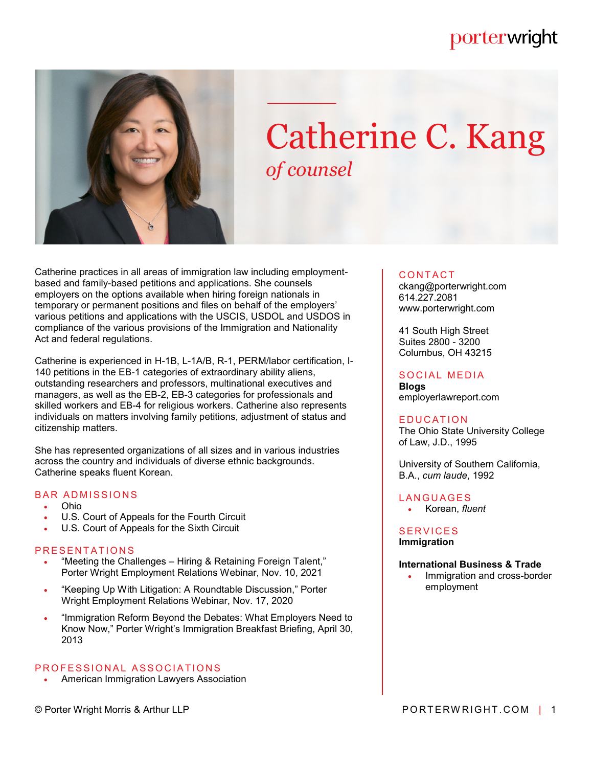# Catherine C. Kang

*of counsel*

Catherine practices in all areas of immigration law including employment-based and family-based petitions and applications. She counsels employers on the options available when hiring foreign nationals in temporary or permanent positions and files on behalf of the employers' various petitions and applications with the USCIS, USDOL and USDOS in compliance of the various provisions of the Immigration and Nationality Act and federal regulations.

Catherine is experienced in H-1B, L-1A/B, R-1, PERM/labor certification, I-140 petitions in the EB-1 categories of extraordinary ability aliens, outstanding researchers and professors, multinational executives and managers, as well as the EB-2, EB-3 categories for professionals and skilled workers and EB-4 for religious workers. Catherine also represents individuals on matters involving family petitions, adjustment of status and citizenship matters.

She has represented organizations of all sizes and in various industries across the country and individuals of diverse ethnic backgrounds. Catherine speaks fluent Korean.

## BAR ADMISSIONS

- Ohio
- U.S. Court of Appeals for the Fourth Circuit
- U.S. Court of Appeals for the Sixth Circuit

## PRESENTATIONS

- "Meeting the Challenges – Hiring & Retaining Foreign Talent," Porter Wright Employment Relations Webinar, Nov. 10, 2021
- "Keeping Up With Litigation: A Roundtable Discussion," Porter Wright Employment Relations Webinar, Nov. 17, 2020
- "Immigration Reform Beyond the Debates: What Employers Need to Know Now," Porter Wright's Immigration Breakfast Briefing, April 30, 2013

## PROFESSIONAL ASSOCIATIONS

- American Immigration Lawyers Association

## CONTACT

ckang@porterwright.com
614.227.2081
www.porterwright.com

41 South High Street
Suites 2800 - 3200
Columbus, OH 43215

## SOCIAL MEDIA

**Blogs**
employerlawreport.com

## EDUCATION

The Ohio State University College of Law, J.D., 1995

University of Southern California, B.A., *cum laude*, 1992

## LANGUAGES

- Korean, *fluent*

## SERVICES

**Immigration**

**International Business & Trade**

- Immigration and cross-border employment

© Porter Wright Morris & Arthur LLP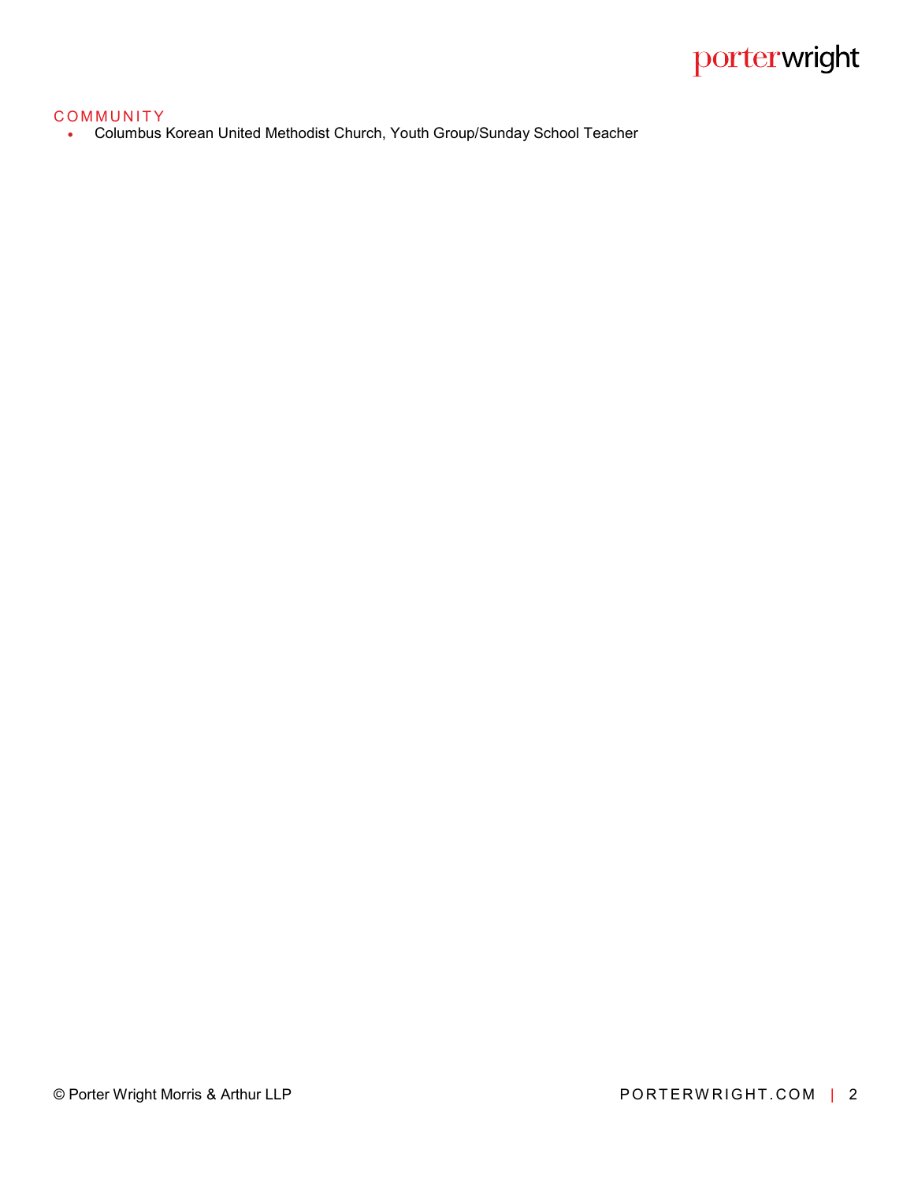## COMMUNITY

- Columbus Korean United Methodist Church, Youth Group/Sunday School Teacher